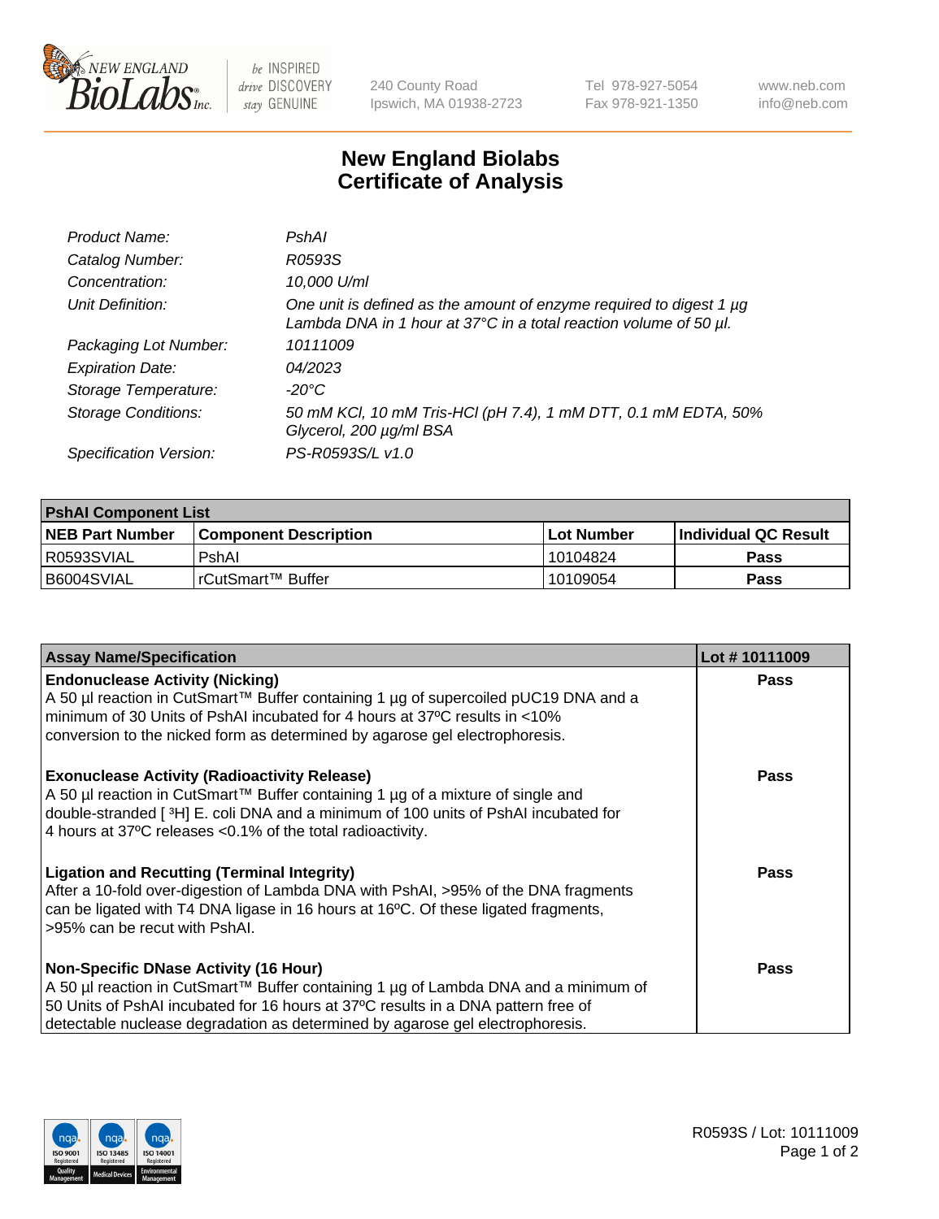240 County Road
Ipswich, MA 01938-2723

Tel 978-927-5054
Fax 978-921-1350

www.neb.com
info@neb.com

# New England Biolabs
# Certificate of Analysis

| | |
|---|---|
| *Product Name:* | *PshAI* |
| *Catalog Number:* | *R0593S* |
| *Concentration:* | *10,000 U/ml* |
| *Unit Definition:* | *One unit is defined as the amount of enzyme required to digest 1 µg Lambda DNA in 1 hour at 37°C in a total reaction volume of 50 µl.* |
| *Packaging Lot Number:* | *10111009* |
| *Expiration Date:* | *04/2023* |
| *Storage Temperature:* | *-20°C* |
| *Storage Conditions:* | *50 mM KCl, 10 mM Tris-HCl (pH 7.4), 1 mM DTT, 0.1 mM EDTA, 50% Glycerol, 200 µg/ml BSA* |
| *Specification Version:* | *PS-R0593S/L v1.0* |

| **PshAI Component List** | | | |
|---|---|---|---|
| **NEB Part Number** | **Component Description** | **Lot Number** | **Individual QC Result** |
| R0593SVIAL | PshAI | 10104824 | **Pass** |
| B6004SVIAL | rCutSmart™ Buffer | 10109054 | **Pass** |

| **Assay Name/Specification** | **Lot # 10111009** |
|---|---|
| **Endonuclease Activity (Nicking)**<br>A 50 µl reaction in CutSmart™ Buffer containing 1 µg of supercoiled pUC19 DNA and a minimum of 30 Units of PshAI incubated for 4 hours at 37ºC results in <10% conversion to the nicked form as determined by agarose gel electrophoresis. | **Pass** |
| **Exonuclease Activity (Radioactivity Release)**<br>A 50 µl reaction in CutSmart™ Buffer containing 1 µg of a mixture of single and double-stranded [ $^{3}$H] E. coli DNA and a minimum of 100 units of PshAI incubated for 4 hours at 37ºC releases <0.1% of the total radioactivity. | **Pass** |
| **Ligation and Recutting (Terminal Integrity)**<br>After a 10-fold over-digestion of Lambda DNA with PshAI, >95% of the DNA fragments can be ligated with T4 DNA ligase in 16 hours at 16ºC. Of these ligated fragments, >95% can be recut with PshAI. | **Pass** |
| **Non-Specific DNase Activity (16 Hour)**<br>A 50 µl reaction in CutSmart™ Buffer containing 1 µg of Lambda DNA and a minimum of 50 Units of PshAI incubated for 16 hours at 37ºC results in a DNA pattern free of detectable nuclease degradation as determined by agarose gel electrophoresis. | **Pass** |

R0593S / Lot: 10111009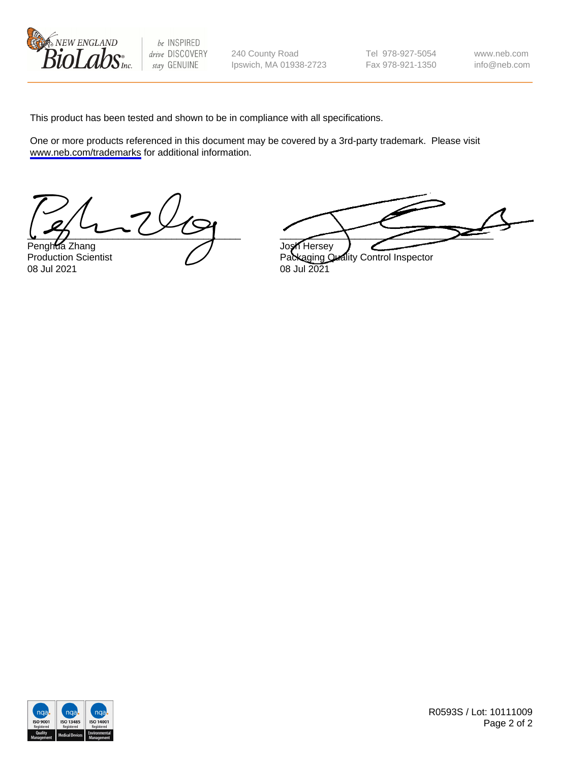This product has been tested and shown to be in compliance with all specifications.

One or more products referenced in this document may be covered by a 3rd-party trademark. Please visit www.neb.com/trademarks for additional information.

Penghua Zhang
Production Scientist
08 Jul 2021

Josh Hersey
Packaging Quality Control Inspector
08 Jul 2021

R0593S / Lot: 10111009